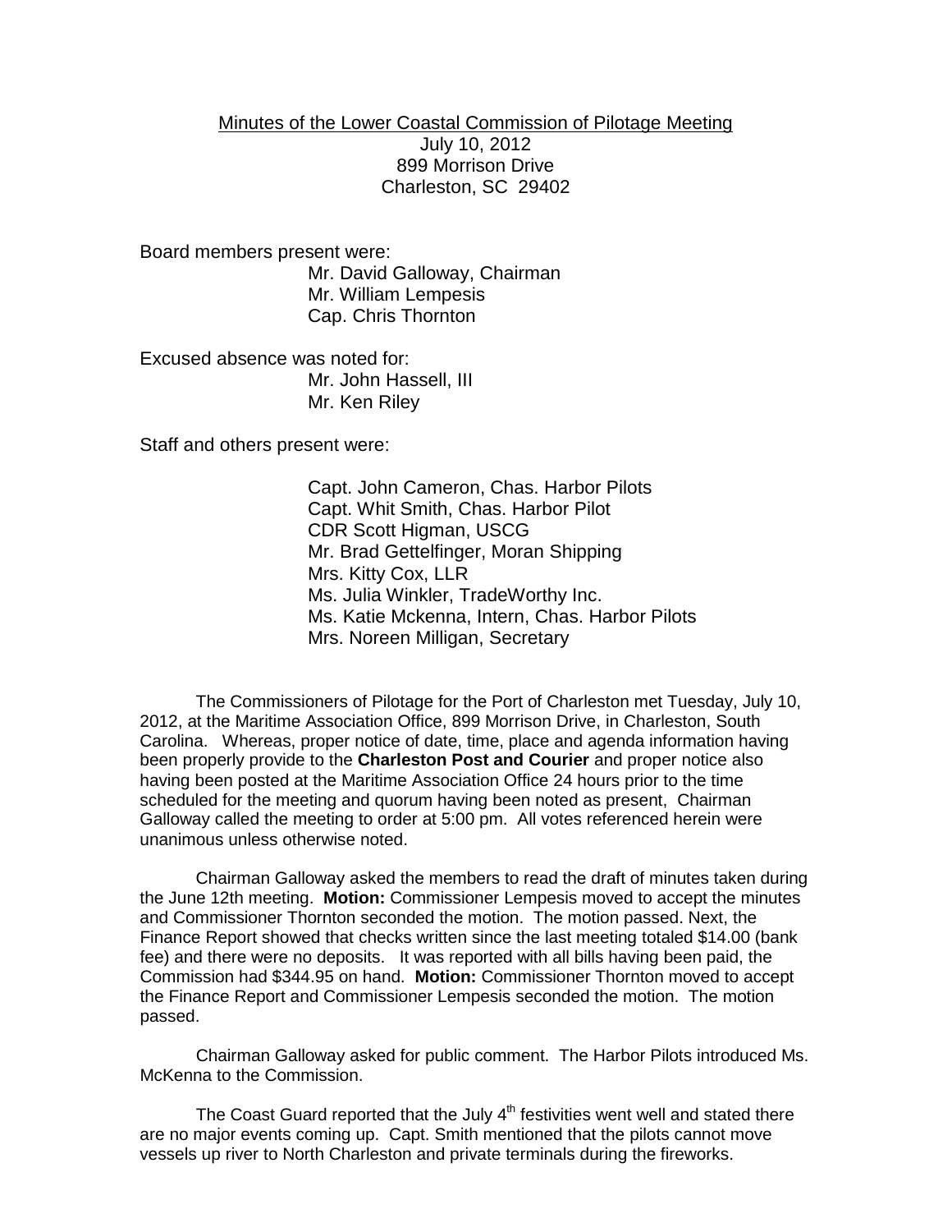<u>Minutes of the Lower Coastal Commission of Pilotage Meeting</u>

July 10, 2012
899 Morrison Drive
Charleston, SC 29402

Board members present were:

Mr. David Galloway, Chairman
Mr. William Lempesis
Cap. Chris Thornton

Excused absence was noted for:

Mr. John Hassell, III
Mr. Ken Riley

Staff and others present were:

Capt. John Cameron, Chas. Harbor Pilots
Capt. Whit Smith, Chas. Harbor Pilot
CDR Scott Higman, USCG
Mr. Brad Gettelfinger, Moran Shipping
Mrs. Kitty Cox, LLR
Ms. Julia Winkler, TradeWorthy Inc.
Ms. Katie Mckenna, Intern, Chas. Harbor Pilots
Mrs. Noreen Milligan, Secretary

The Commissioners of Pilotage for the Port of Charleston met Tuesday, July 10, 2012, at the Maritime Association Office, 899 Morrison Drive, in Charleston, South Carolina. Whereas, proper notice of date, time, place and agenda information having been properly provide to the **Charleston Post and Courier** and proper notice also having been posted at the Maritime Association Office 24 hours prior to the time scheduled for the meeting and quorum having been noted as present, Chairman Galloway called the meeting to order at 5:00 pm. All votes referenced herein were unanimous unless otherwise noted.

Chairman Galloway asked the members to read the draft of minutes taken during the June 12th meeting. **Motion:** Commissioner Lempesis moved to accept the minutes and Commissioner Thornton seconded the motion. The motion passed. Next, the Finance Report showed that checks written since the last meeting totaled $14.00 (bank fee) and there were no deposits. It was reported with all bills having been paid, the Commission had $344.95 on hand. **Motion:** Commissioner Thornton moved to accept the Finance Report and Commissioner Lempesis seconded the motion. The motion passed.

Chairman Galloway asked for public comment. The Harbor Pilots introduced Ms. McKenna to the Commission.

The Coast Guard reported that the July 4th festivities went well and stated there are no major events coming up. Capt. Smith mentioned that the pilots cannot move vessels up river to North Charleston and private terminals during the fireworks.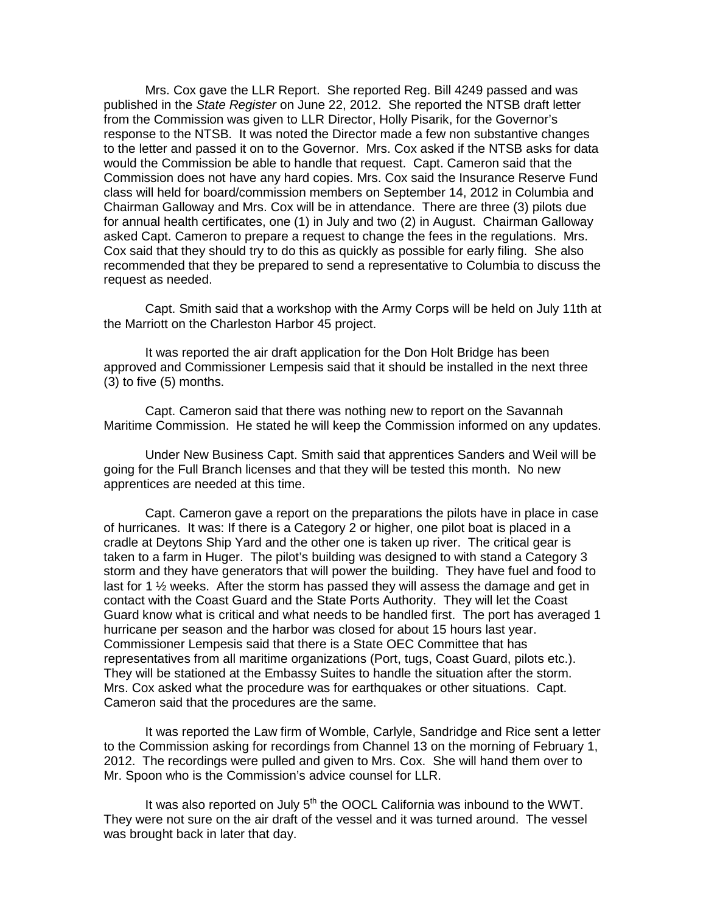Mrs. Cox gave the LLR Report. She reported Reg. Bill 4249 passed and was published in the *State Register* on June 22, 2012. She reported the NTSB draft letter from the Commission was given to LLR Director, Holly Pisarik, for the Governor's response to the NTSB. It was noted the Director made a few non substantive changes to the letter and passed it on to the Governor. Mrs. Cox asked if the NTSB asks for data would the Commission be able to handle that request. Capt. Cameron said that the Commission does not have any hard copies. Mrs. Cox said the Insurance Reserve Fund class will held for board/commission members on September 14, 2012 in Columbia and Chairman Galloway and Mrs. Cox will be in attendance. There are three (3) pilots due for annual health certificates, one (1) in July and two (2) in August. Chairman Galloway asked Capt. Cameron to prepare a request to change the fees in the regulations. Mrs. Cox said that they should try to do this as quickly as possible for early filing. She also recommended that they be prepared to send a representative to Columbia to discuss the request as needed.

Capt. Smith said that a workshop with the Army Corps will be held on July 11th at the Marriott on the Charleston Harbor 45 project.

It was reported the air draft application for the Don Holt Bridge has been approved and Commissioner Lempesis said that it should be installed in the next three (3) to five (5) months.

Capt. Cameron said that there was nothing new to report on the Savannah Maritime Commission. He stated he will keep the Commission informed on any updates.

Under New Business Capt. Smith said that apprentices Sanders and Weil will be going for the Full Branch licenses and that they will be tested this month. No new apprentices are needed at this time.

Capt. Cameron gave a report on the preparations the pilots have in place in case of hurricanes. It was: If there is a Category 2 or higher, one pilot boat is placed in a cradle at Deytons Ship Yard and the other one is taken up river. The critical gear is taken to a farm in Huger. The pilot's building was designed to with stand a Category 3 storm and they have generators that will power the building. They have fuel and food to last for 1 ½ weeks. After the storm has passed they will assess the damage and get in contact with the Coast Guard and the State Ports Authority. They will let the Coast Guard know what is critical and what needs to be handled first. The port has averaged 1 hurricane per season and the harbor was closed for about 15 hours last year. Commissioner Lempesis said that there is a State OEC Committee that has representatives from all maritime organizations (Port, tugs, Coast Guard, pilots etc.). They will be stationed at the Embassy Suites to handle the situation after the storm. Mrs. Cox asked what the procedure was for earthquakes or other situations. Capt. Cameron said that the procedures are the same.

It was reported the Law firm of Womble, Carlyle, Sandridge and Rice sent a letter to the Commission asking for recordings from Channel 13 on the morning of February 1, 2012. The recordings were pulled and given to Mrs. Cox. She will hand them over to Mr. Spoon who is the Commission's advice counsel for LLR.

It was also reported on July 5th the OOCL California was inbound to the WWT. They were not sure on the air draft of the vessel and it was turned around. The vessel was brought back in later that day.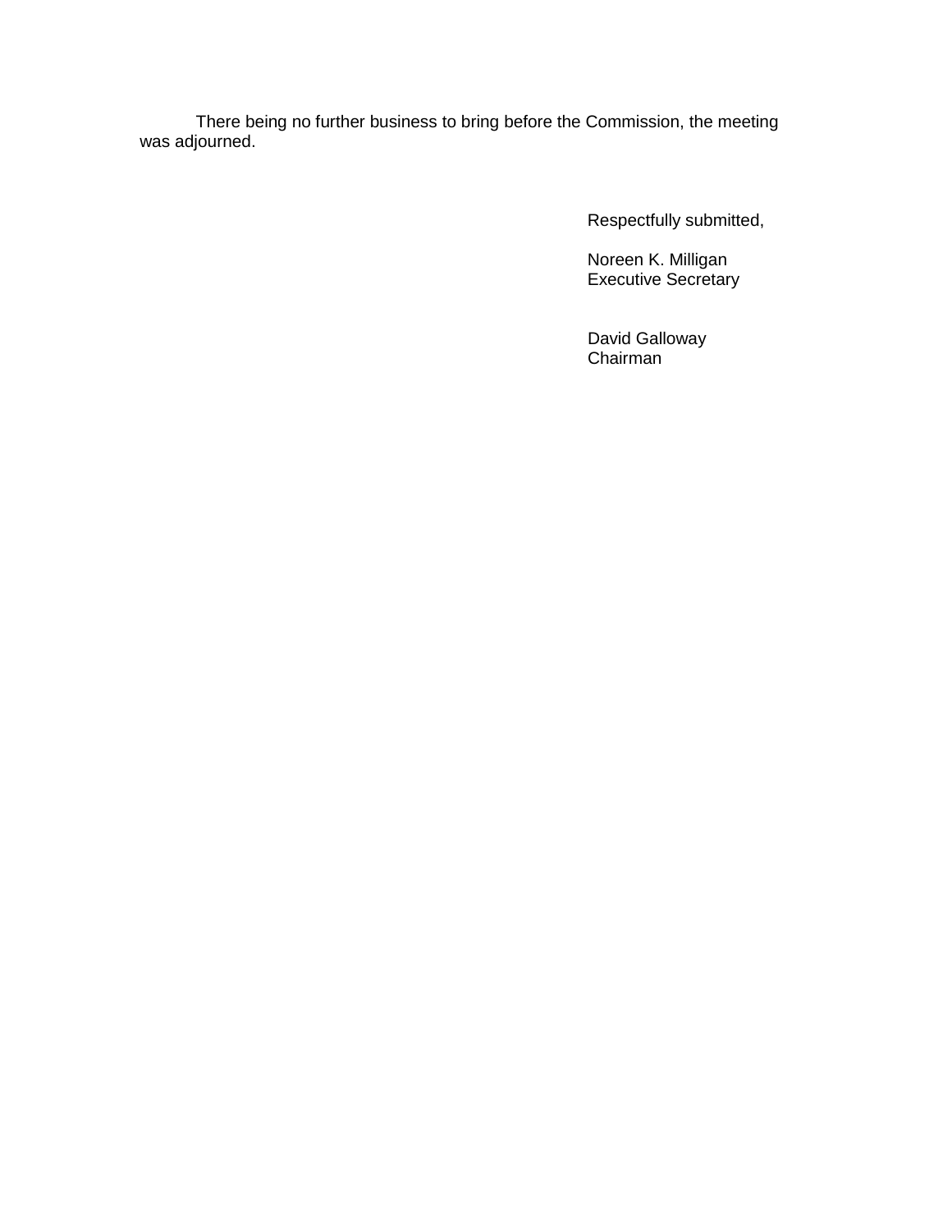There being no further business to bring before the Commission, the meeting was adjourned.

Respectfully submitted,

Noreen K. Milligan
Executive Secretary

David Galloway
Chairman